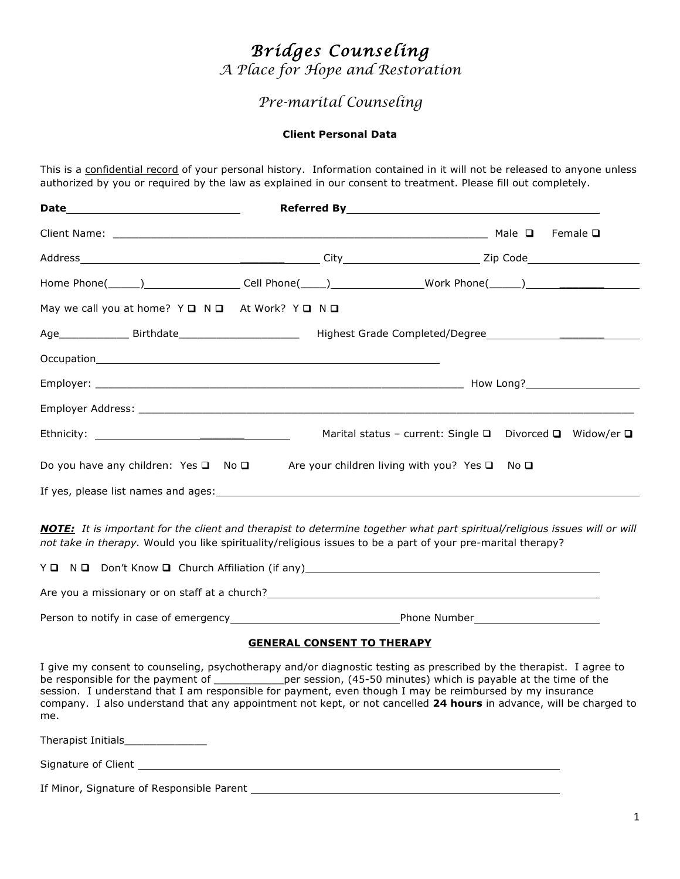# *Bridges Counseling*

*A Place for Hope and Restoration*

## *Pre-marital Counseling*

**Client Personal Data**

This is a confidential record of your personal history. Information contained in it will not be released to anyone unless authorized by you or required by the law as explained in our consent to treatment. Please fill out completely.

**Date**____________________________ **Referred By**____________________________________________

Client Name: _______________________________________________________________ Male ☐ Female ☐

Address_____________________________________ City______________________ Zip Code__________________

Home Phone(_____)________________ Cell Phone(____)_______________Work Phone(_____)______________

May we call you at home? Y ☐ N ☐ At Work? Y ☐ N ☐

Age___________ Birthdate___________________ Highest Grade Completed/Degree___________________

Occupation___________________________________________________________

Employer: ______________________________________________________________ How Long?__________________

Employer Address: _____________________________________________________________________________

Ethnicity: ______________________________ Marital status – current: Single ☐ Divorced ☐ Widow/er ☐

Do you have any children: Yes ☐ No ☐ Are your children living with you? Yes ☐ No ☐

If yes, please list names and ages:__________________________________________________________________

***NOTE:*** *It is important for the client and therapist to determine together what part spiritual/religious issues will or will not take in therapy.* Would you like spirituality/religious issues to be a part of your pre-marital therapy?

Y ☐ N ☐ Don't Know ☐ Church Affiliation (if any)________________________________________________

Are you a missionary or on staff at a church?__________________________________________________________

Person to notify in case of emergency___________________________Phone Number_____________________

**GENERAL CONSENT TO THERAPY**

I give my consent to counseling, psychotherapy and/or diagnostic testing as prescribed by the therapist. I agree to be responsible for the payment of ___________per session, (45-50 minutes) which is payable at the time of the session. I understand that I am responsible for payment, even though I may be reimbursed by my insurance company. I also understand that any appointment not kept, or not cancelled **24 hours** in advance, will be charged to me.

Therapist Initials_____________

Signature of Client ________________________________________________________________________

If Minor, Signature of Responsible Parent ________________________________________________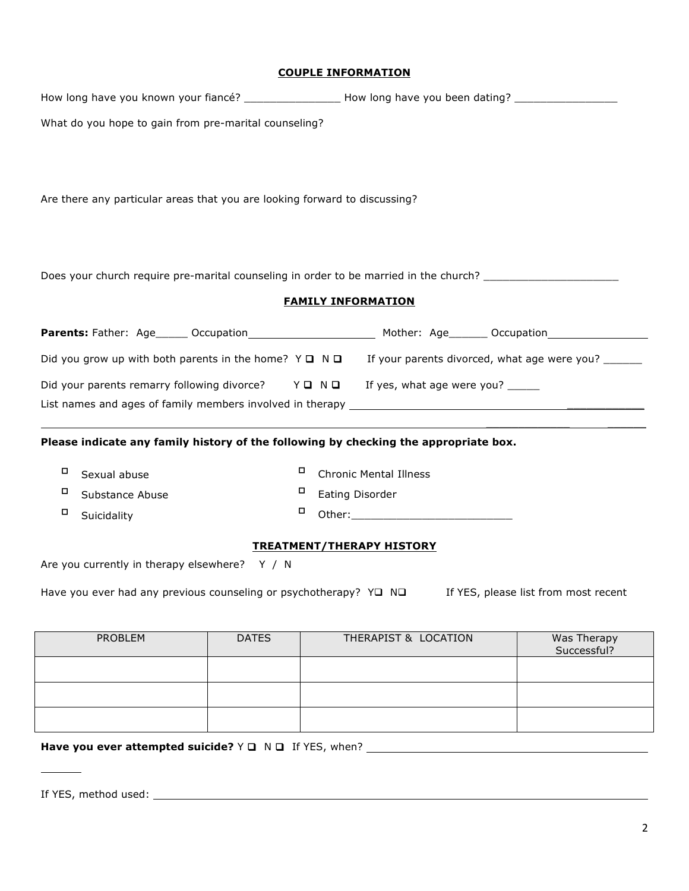## COUPLE INFORMATION

How long have you known your fiancé? _______________ How long have you been dating? ________________

What do you hope to gain from pre-marital counseling?

Are there any particular areas that you are looking forward to discussing?

Does your church require pre-marital counseling in order to be married in the church? _____________________

## FAMILY INFORMATION

**Parents:** Father: Age_____ Occupation____________________ Mother: Age______ Occupation________________

Did you grow up with both parents in the home? Y ☐ N ☐ If your parents divorced, what age were you? ______

Did your parents remarry following divorce? Y ☐ N ☐ If yes, what age were you? _____

List names and ages of family members involved in therapy ______________________________________________

_____________________________________________________________________________________________

**Please indicate any family history of the following by checking the appropriate box.**

- ☐ Sexual abuse
- ☐ Substance Abuse
- ☐ Suicidality
- ☐ Chronic Mental Illness
- ☐ Eating Disorder
- ☐ Other:_________________________

## TREATMENT/THERAPY HISTORY

Are you currently in therapy elsewhere? Y / N

Have you ever had any previous counseling or psychotherapy? Y☐ N☐ If YES, please list from most recent

| PROBLEM | DATES | THERAPIST & LOCATION | Was Therapy Successful? |
|---|---|---|---|
| | | | |
| | | | |
| | | | |

**Have you ever attempted suicide?** Y ☐ N ☐ If YES, when? _____________________________________________

If YES, method used: ______________________________________________________________________________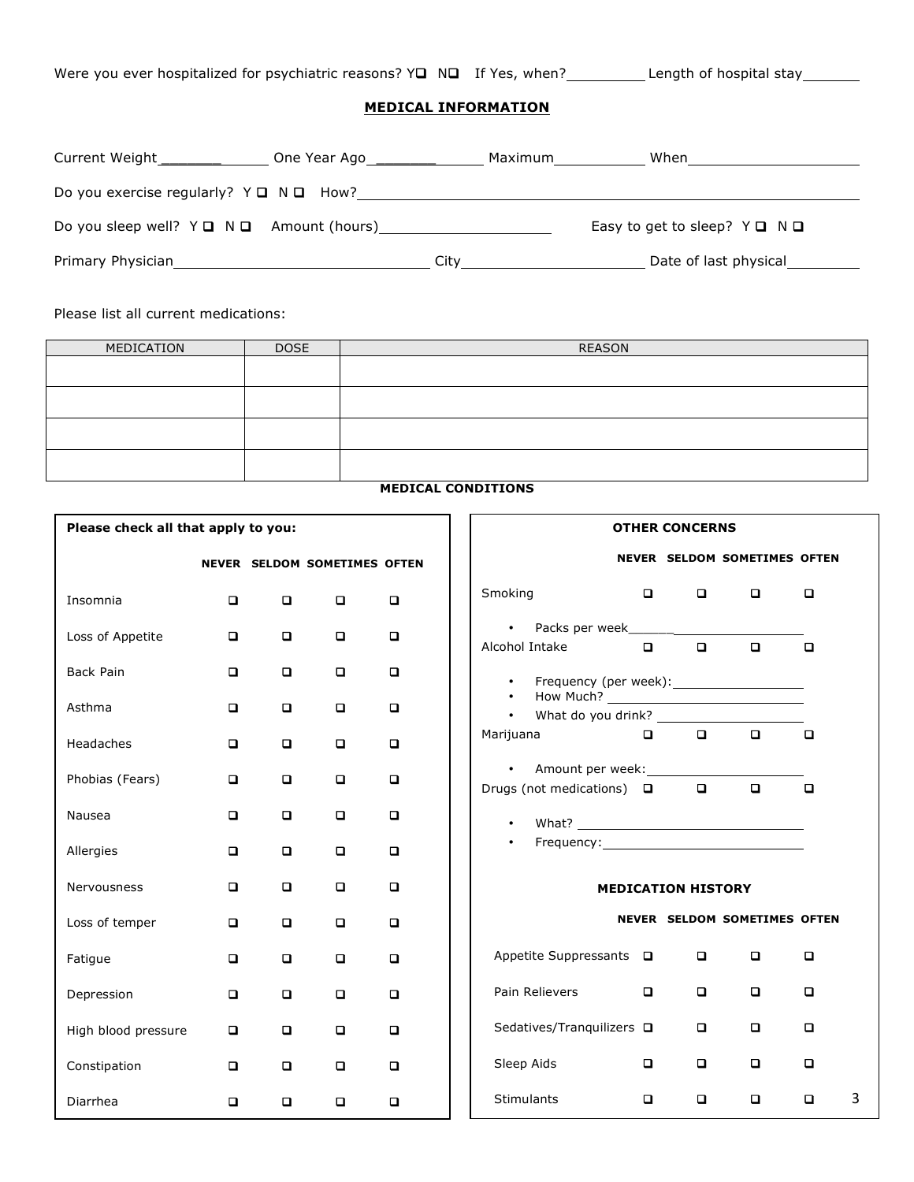Were you ever hospitalized for psychiatric reasons? Y☐ N☐ If Yes, when?__________ Length of hospital stay_______

## MEDICAL INFORMATION

Current Weight______________ One Year Ago______________ Maximum___________ When____________________

Do you exercise regularly? Y ☐ N ☐ How?________________________________________________

Do you sleep well? Y ☐ N ☐ Amount (hours)____________________ Easy to get to sleep? Y ☐ N ☐

Primary Physician________________________________ City______________________ Date of last physical_________

Please list all current medications:

| MEDICATION | DOSE | REASON |
|---|---|---|
| | | |
| | | |
| | | |
| | | |

**MEDICAL CONDITIONS**

**Please check all that apply to you:**

| | NEVER | SELDOM | SOMETIMES | OFTEN |
|---|---|---|---|---|
| Insomnia | ☐ | ☐ | ☐ | ☐ |
| Loss of Appetite | ☐ | ☐ | ☐ | ☐ |
| Back Pain | ☐ | ☐ | ☐ | ☐ |
| Asthma | ☐ | ☐ | ☐ | ☐ |
| Headaches | ☐ | ☐ | ☐ | ☐ |
| Phobias (Fears) | ☐ | ☐ | ☐ | ☐ |
| Nausea | ☐ | ☐ | ☐ | ☐ |
| Allergies | ☐ | ☐ | ☐ | ☐ |
| Nervousness | ☐ | ☐ | ☐ | ☐ |
| Loss of temper | ☐ | ☐ | ☐ | ☐ |
| Fatigue | ☐ | ☐ | ☐ | ☐ |
| Depression | ☐ | ☐ | ☐ | ☐ |
| High blood pressure | ☐ | ☐ | ☐ | ☐ |
| Constipation | ☐ | ☐ | ☐ | ☐ |
| Diarrhea | ☐ | ☐ | ☐ | ☐ |

**OTHER CONCERNS**

| | NEVER | SELDOM | SOMETIMES | OFTEN |
|---|---|---|---|---|
| Smoking | ☐ | ☐ | ☐ | ☐ |

- Packs per week_________________________

| | NEVER | SELDOM | SOMETIMES | OFTEN |
|---|---|---|---|---|
| Alcohol Intake | ☐ | ☐ | ☐ | ☐ |

- Frequency (per week):__________________
- How Much? __________________________
- What do you drink? ___________________

| | NEVER | SELDOM | SOMETIMES | OFTEN |
|---|---|---|---|---|
| Marijuana | ☐ | ☐ | ☐ | ☐ |

- Amount per week:______________________

| | NEVER | SELDOM | SOMETIMES | OFTEN |
|---|---|---|---|---|
| Drugs (not medications) | ☐ | ☐ | ☐ | ☐ |

- What? ______________________________
- Frequency:___________________________

**MEDICATION HISTORY**

| | NEVER | SELDOM | SOMETIMES | OFTEN |
|---|---|---|---|---|
| Appetite Suppressants | ☐ | ☐ | ☐ | ☐ |
| Pain Relievers | ☐ | ☐ | ☐ | ☐ |
| Sedatives/Tranquilizers | ☐ | ☐ | ☐ | ☐ |
| Sleep Aids | ☐ | ☐ | ☐ | ☐ |
| Stimulants | ☐ | ☐ | ☐ | ☐ |